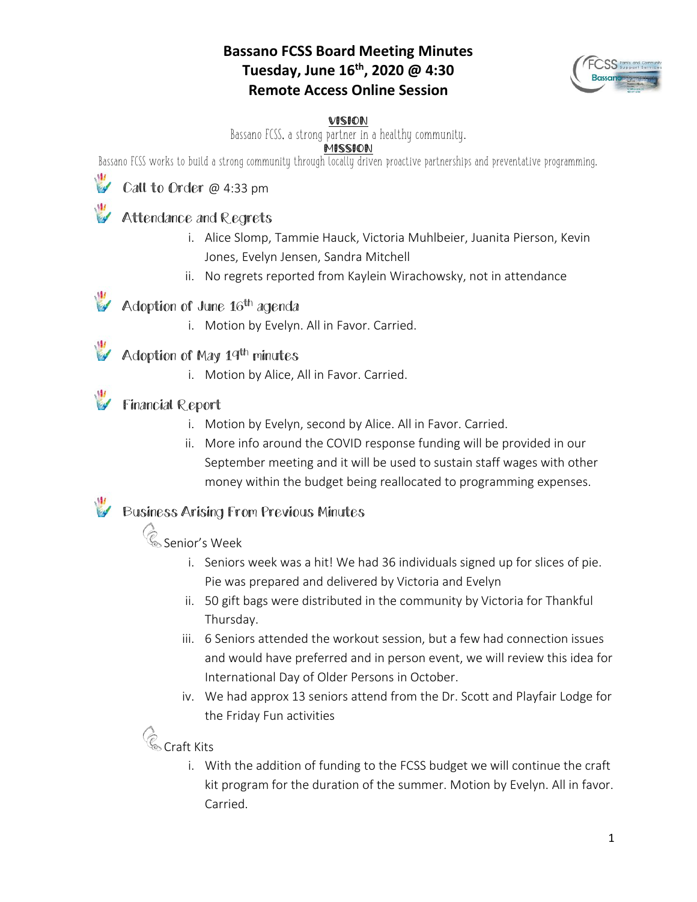# Bassano FCSS Board Meeting Minutes
## Tuesday, June 16th, 2020 @ 4:30
## Remote Access Online Session

**VISION**

Bassano FCSS, a strong partner in a healthy community.

**MISSION**

Bassano FCSS works to build a strong community through locally driven proactive partnerships and preventative programming.

### Call to Order @ 4:33 pm

### Attendance and Regrets

i. Alice Slomp, Tammie Hauck, Victoria Muhlbeier, Juanita Pierson, Kevin Jones, Evelyn Jensen, Sandra Mitchell

ii. No regrets reported from Kaylein Wirachowsky, not in attendance

### Adoption of June 16th agenda

i. Motion by Evelyn. All in Favor. Carried.

### Adoption of May 19th minutes

i. Motion by Alice, All in Favor. Carried.

### Financial Report

i. Motion by Evelyn, second by Alice. All in Favor. Carried.

ii. More info around the COVID response funding will be provided in our September meeting and it will be used to sustain staff wages with other money within the budget being reallocated to programming expenses.

### Business Arising From Previous Minutes

#### Senior's Week

i. Seniors week was a hit! We had 36 individuals signed up for slices of pie. Pie was prepared and delivered by Victoria and Evelyn

ii. 50 gift bags were distributed in the community by Victoria for Thankful Thursday.

iii. 6 Seniors attended the workout session, but a few had connection issues and would have preferred and in person event, we will review this idea for International Day of Older Persons in October.

iv. We had approx 13 seniors attend from the Dr. Scott and Playfair Lodge for the Friday Fun activities

#### Craft Kits

i. With the addition of funding to the FCSS budget we will continue the craft kit program for the duration of the summer. Motion by Evelyn. All in favor. Carried.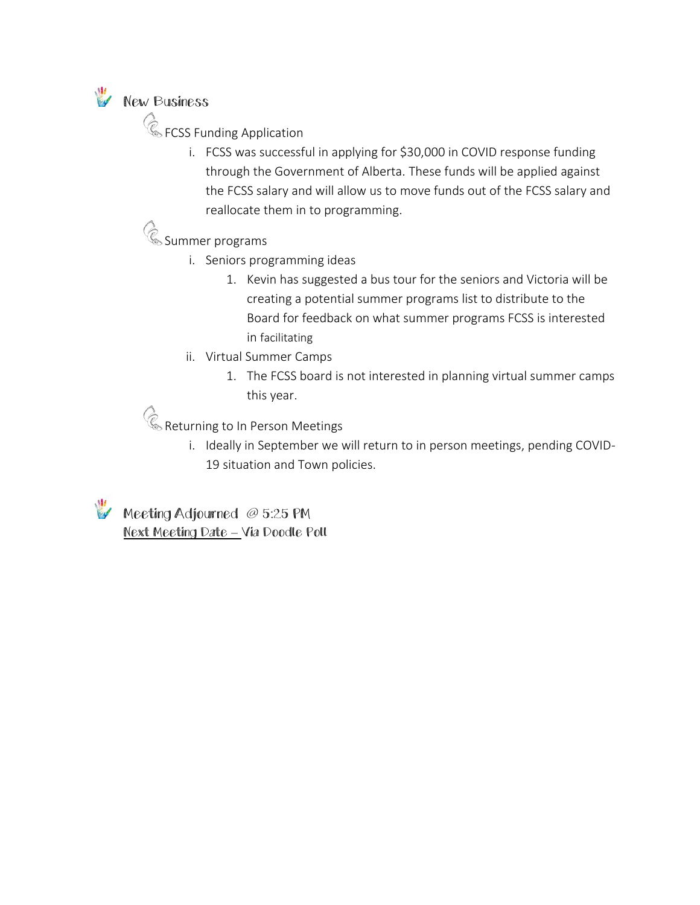## New Business

### FCSS Funding Application

i. FCSS was successful in applying for $30,000 in COVID response funding through the Government of Alberta. These funds will be applied against the FCSS salary and will allow us to move funds out of the FCSS salary and reallocate them in to programming.

### Summer programs

i. Seniors programming ideas
   1. Kevin has suggested a bus tour for the seniors and Victoria will be creating a potential summer programs list to distribute to the Board for feedback on what summer programs FCSS is interested in facilitating

ii. Virtual Summer Camps
   1. The FCSS board is not interested in planning virtual summer camps this year.

### Returning to In Person Meetings

i. Ideally in September we will return to in person meetings, pending COVID-19 situation and Town policies.

## Meeting Adjourned @ 5:25 PM

<u>Next Meeting Date –</u> Via Doodle Poll